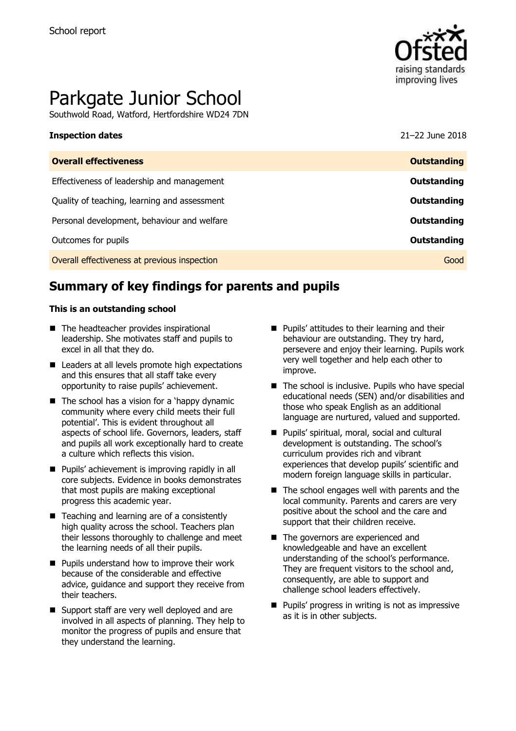School report

# Parkgate Junior School

Southwold Road, Watford, Hertfordshire WD24 7DN

| **Inspection dates** | 21–22 June 2018 |
| --- | --- |
| **Overall effectiveness** | **Outstanding** |
| Effectiveness of leadership and management | **Outstanding** |
| Quality of teaching, learning and assessment | **Outstanding** |
| Personal development, behaviour and welfare | **Outstanding** |
| Outcomes for pupils | **Outstanding** |
| Overall effectiveness at previous inspection | Good |

## Summary of key findings for parents and pupils

**This is an outstanding school**

- The headteacher provides inspirational leadership. She motivates staff and pupils to excel in all that they do.
- Leaders at all levels promote high expectations and this ensures that all staff take every opportunity to raise pupils' achievement.
- The school has a vision for a 'happy dynamic community where every child meets their full potential'. This is evident throughout all aspects of school life. Governors, leaders, staff and pupils all work exceptionally hard to create a culture which reflects this vision.
- Pupils' achievement is improving rapidly in all core subjects. Evidence in books demonstrates that most pupils are making exceptional progress this academic year.
- Teaching and learning are of a consistently high quality across the school. Teachers plan their lessons thoroughly to challenge and meet the learning needs of all their pupils.
- Pupils understand how to improve their work because of the considerable and effective advice, guidance and support they receive from their teachers.
- Support staff are very well deployed and are involved in all aspects of planning. They help to monitor the progress of pupils and ensure that they understand the learning.
- Pupils' attitudes to their learning and their behaviour are outstanding. They try hard, persevere and enjoy their learning. Pupils work very well together and help each other to improve.
- The school is inclusive. Pupils who have special educational needs (SEN) and/or disabilities and those who speak English as an additional language are nurtured, valued and supported.
- Pupils' spiritual, moral, social and cultural development is outstanding. The school's curriculum provides rich and vibrant experiences that develop pupils' scientific and modern foreign language skills in particular.
- The school engages well with parents and the local community. Parents and carers are very positive about the school and the care and support that their children receive.
- The governors are experienced and knowledgeable and have an excellent understanding of the school's performance. They are frequent visitors to the school and, consequently, are able to support and challenge school leaders effectively.
- Pupils' progress in writing is not as impressive as it is in other subjects.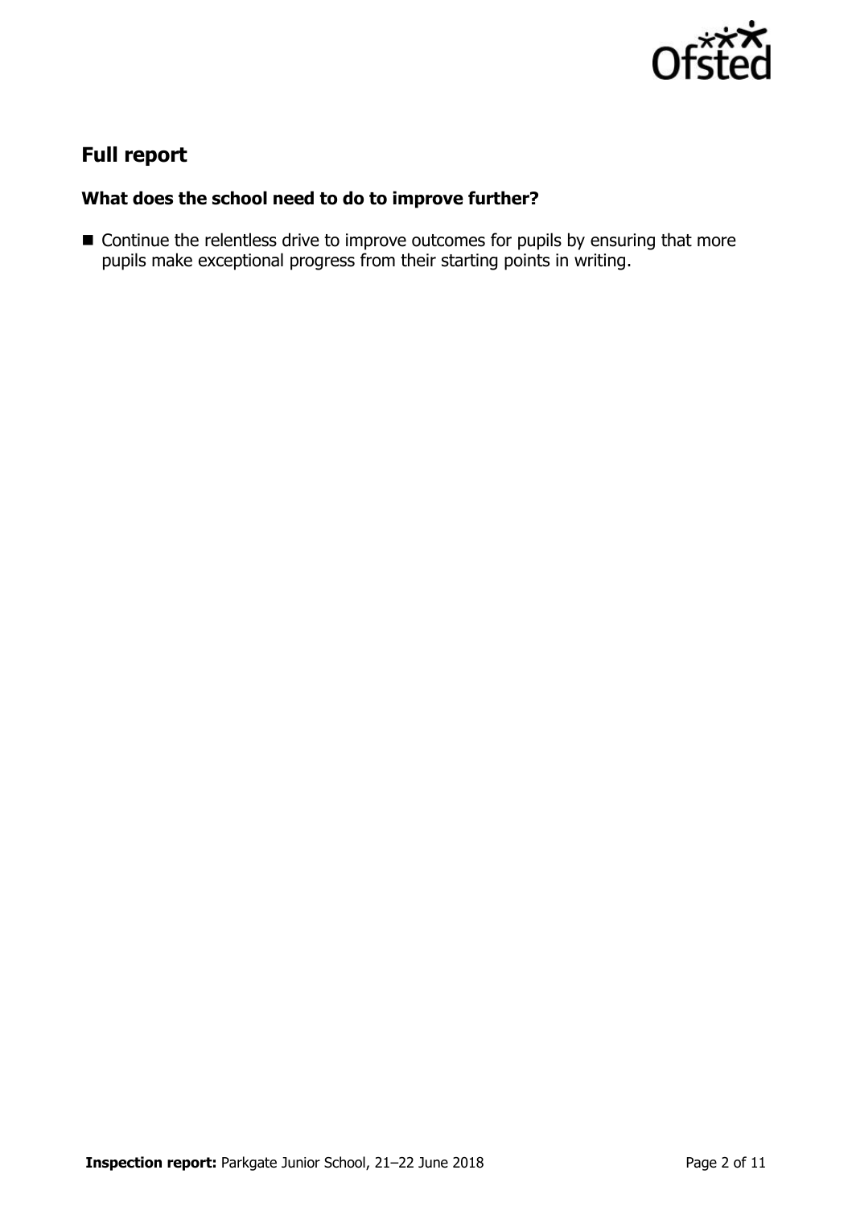## Full report

### What does the school need to do to improve further?

- Continue the relentless drive to improve outcomes for pupils by ensuring that more pupils make exceptional progress from their starting points in writing.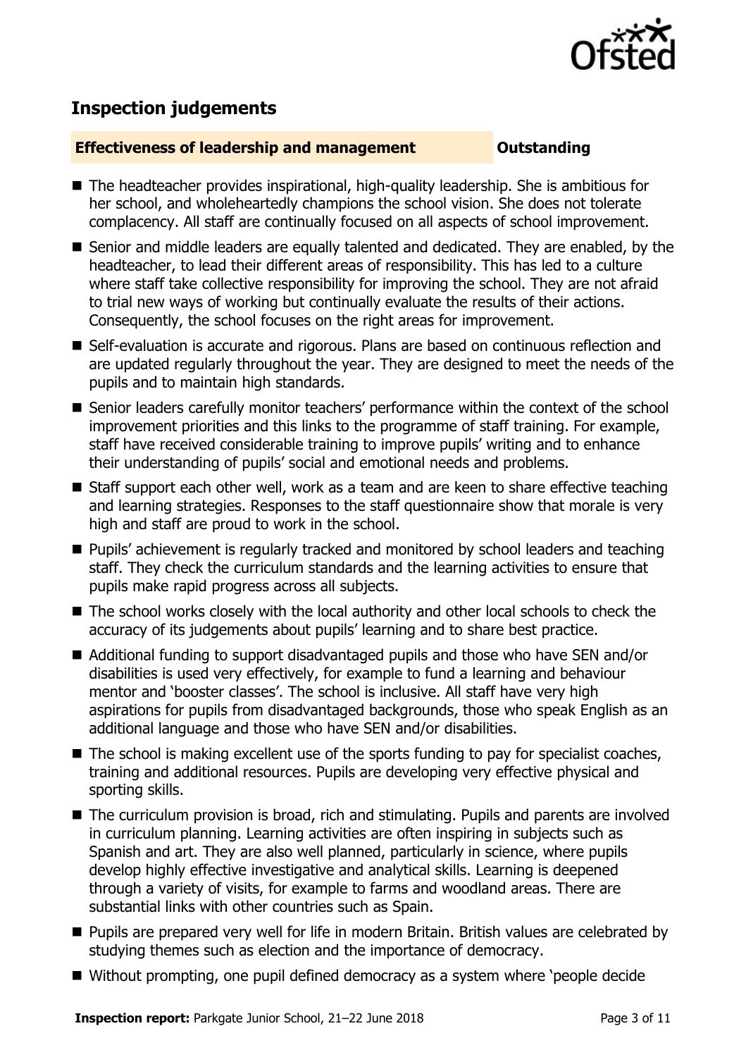## Inspection judgements

| **Effectiveness of leadership and management** | **Outstanding** |
| --- | --- |

- The headteacher provides inspirational, high-quality leadership. She is ambitious for her school, and wholeheartedly champions the school vision. She does not tolerate complacency. All staff are continually focused on all aspects of school improvement.
- Senior and middle leaders are equally talented and dedicated. They are enabled, by the headteacher, to lead their different areas of responsibility. This has led to a culture where staff take collective responsibility for improving the school. They are not afraid to trial new ways of working but continually evaluate the results of their actions. Consequently, the school focuses on the right areas for improvement.
- Self-evaluation is accurate and rigorous. Plans are based on continuous reflection and are updated regularly throughout the year. They are designed to meet the needs of the pupils and to maintain high standards.
- Senior leaders carefully monitor teachers' performance within the context of the school improvement priorities and this links to the programme of staff training. For example, staff have received considerable training to improve pupils' writing and to enhance their understanding of pupils' social and emotional needs and problems.
- Staff support each other well, work as a team and are keen to share effective teaching and learning strategies. Responses to the staff questionnaire show that morale is very high and staff are proud to work in the school.
- Pupils' achievement is regularly tracked and monitored by school leaders and teaching staff. They check the curriculum standards and the learning activities to ensure that pupils make rapid progress across all subjects.
- The school works closely with the local authority and other local schools to check the accuracy of its judgements about pupils' learning and to share best practice.
- Additional funding to support disadvantaged pupils and those who have SEN and/or disabilities is used very effectively, for example to fund a learning and behaviour mentor and 'booster classes'. The school is inclusive. All staff have very high aspirations for pupils from disadvantaged backgrounds, those who speak English as an additional language and those who have SEN and/or disabilities.
- The school is making excellent use of the sports funding to pay for specialist coaches, training and additional resources. Pupils are developing very effective physical and sporting skills.
- The curriculum provision is broad, rich and stimulating. Pupils and parents are involved in curriculum planning. Learning activities are often inspiring in subjects such as Spanish and art. They are also well planned, particularly in science, where pupils develop highly effective investigative and analytical skills. Learning is deepened through a variety of visits, for example to farms and woodland areas. There are substantial links with other countries such as Spain.
- Pupils are prepared very well for life in modern Britain. British values are celebrated by studying themes such as election and the importance of democracy.
- Without prompting, one pupil defined democracy as a system where 'people decide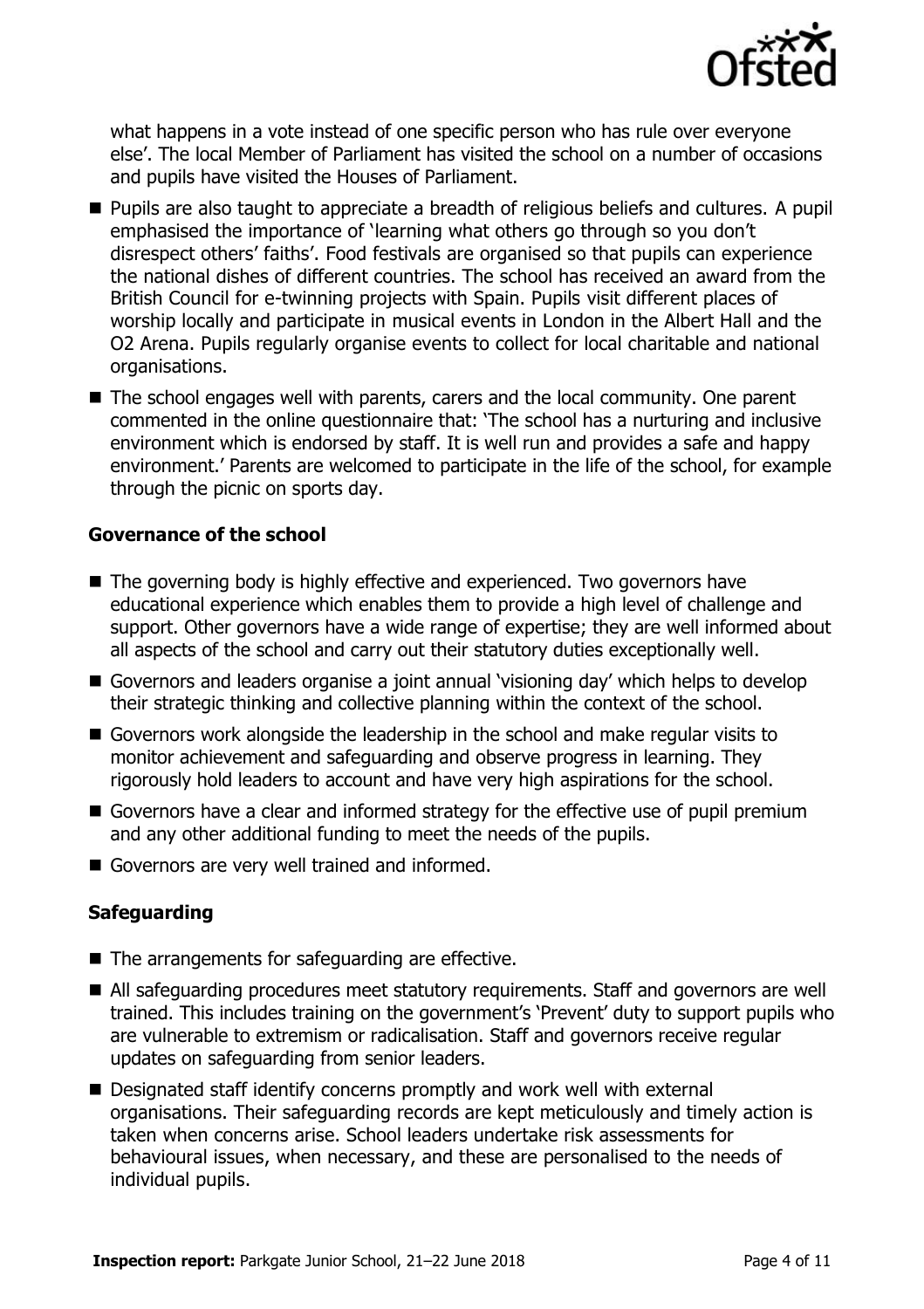what happens in a vote instead of one specific person who has rule over everyone else'. The local Member of Parliament has visited the school on a number of occasions and pupils have visited the Houses of Parliament.

- Pupils are also taught to appreciate a breadth of religious beliefs and cultures. A pupil emphasised the importance of 'learning what others go through so you don't disrespect others' faiths'. Food festivals are organised so that pupils can experience the national dishes of different countries. The school has received an award from the British Council for e-twinning projects with Spain. Pupils visit different places of worship locally and participate in musical events in London in the Albert Hall and the O2 Arena. Pupils regularly organise events to collect for local charitable and national organisations.
- The school engages well with parents, carers and the local community. One parent commented in the online questionnaire that: 'The school has a nurturing and inclusive environment which is endorsed by staff. It is well run and provides a safe and happy environment.' Parents are welcomed to participate in the life of the school, for example through the picnic on sports day.

### Governance of the school

- The governing body is highly effective and experienced. Two governors have educational experience which enables them to provide a high level of challenge and support. Other governors have a wide range of expertise; they are well informed about all aspects of the school and carry out their statutory duties exceptionally well.
- Governors and leaders organise a joint annual 'visioning day' which helps to develop their strategic thinking and collective planning within the context of the school.
- Governors work alongside the leadership in the school and make regular visits to monitor achievement and safeguarding and observe progress in learning. They rigorously hold leaders to account and have very high aspirations for the school.
- Governors have a clear and informed strategy for the effective use of pupil premium and any other additional funding to meet the needs of the pupils.
- Governors are very well trained and informed.

### Safeguarding

- The arrangements for safeguarding are effective.
- All safeguarding procedures meet statutory requirements. Staff and governors are well trained. This includes training on the government's 'Prevent' duty to support pupils who are vulnerable to extremism or radicalisation. Staff and governors receive regular updates on safeguarding from senior leaders.
- Designated staff identify concerns promptly and work well with external organisations. Their safeguarding records are kept meticulously and timely action is taken when concerns arise. School leaders undertake risk assessments for behavioural issues, when necessary, and these are personalised to the needs of individual pupils.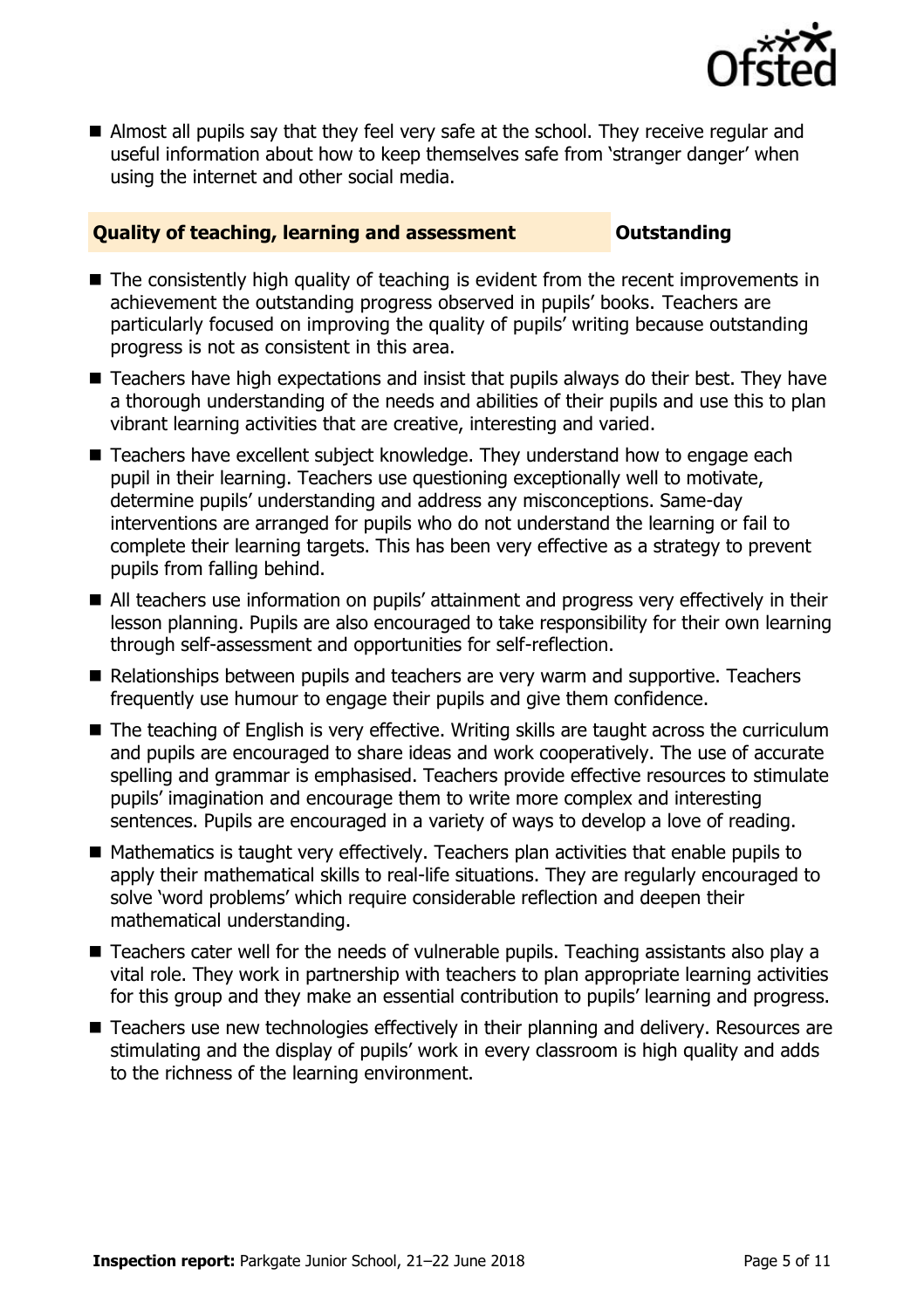- Almost all pupils say that they feel very safe at the school. They receive regular and useful information about how to keep themselves safe from 'stranger danger' when using the internet and other social media.

## Quality of teaching, learning and assessment — Outstanding

- The consistently high quality of teaching is evident from the recent improvements in achievement the outstanding progress observed in pupils' books. Teachers are particularly focused on improving the quality of pupils' writing because outstanding progress is not as consistent in this area.
- Teachers have high expectations and insist that pupils always do their best. They have a thorough understanding of the needs and abilities of their pupils and use this to plan vibrant learning activities that are creative, interesting and varied.
- Teachers have excellent subject knowledge. They understand how to engage each pupil in their learning. Teachers use questioning exceptionally well to motivate, determine pupils' understanding and address any misconceptions. Same-day interventions are arranged for pupils who do not understand the learning or fail to complete their learning targets. This has been very effective as a strategy to prevent pupils from falling behind.
- All teachers use information on pupils' attainment and progress very effectively in their lesson planning. Pupils are also encouraged to take responsibility for their own learning through self-assessment and opportunities for self-reflection.
- Relationships between pupils and teachers are very warm and supportive. Teachers frequently use humour to engage their pupils and give them confidence.
- The teaching of English is very effective. Writing skills are taught across the curriculum and pupils are encouraged to share ideas and work cooperatively. The use of accurate spelling and grammar is emphasised. Teachers provide effective resources to stimulate pupils' imagination and encourage them to write more complex and interesting sentences. Pupils are encouraged in a variety of ways to develop a love of reading.
- Mathematics is taught very effectively. Teachers plan activities that enable pupils to apply their mathematical skills to real-life situations. They are regularly encouraged to solve 'word problems' which require considerable reflection and deepen their mathematical understanding.
- Teachers cater well for the needs of vulnerable pupils. Teaching assistants also play a vital role. They work in partnership with teachers to plan appropriate learning activities for this group and they make an essential contribution to pupils' learning and progress.
- Teachers use new technologies effectively in their planning and delivery. Resources are stimulating and the display of pupils' work in every classroom is high quality and adds to the richness of the learning environment.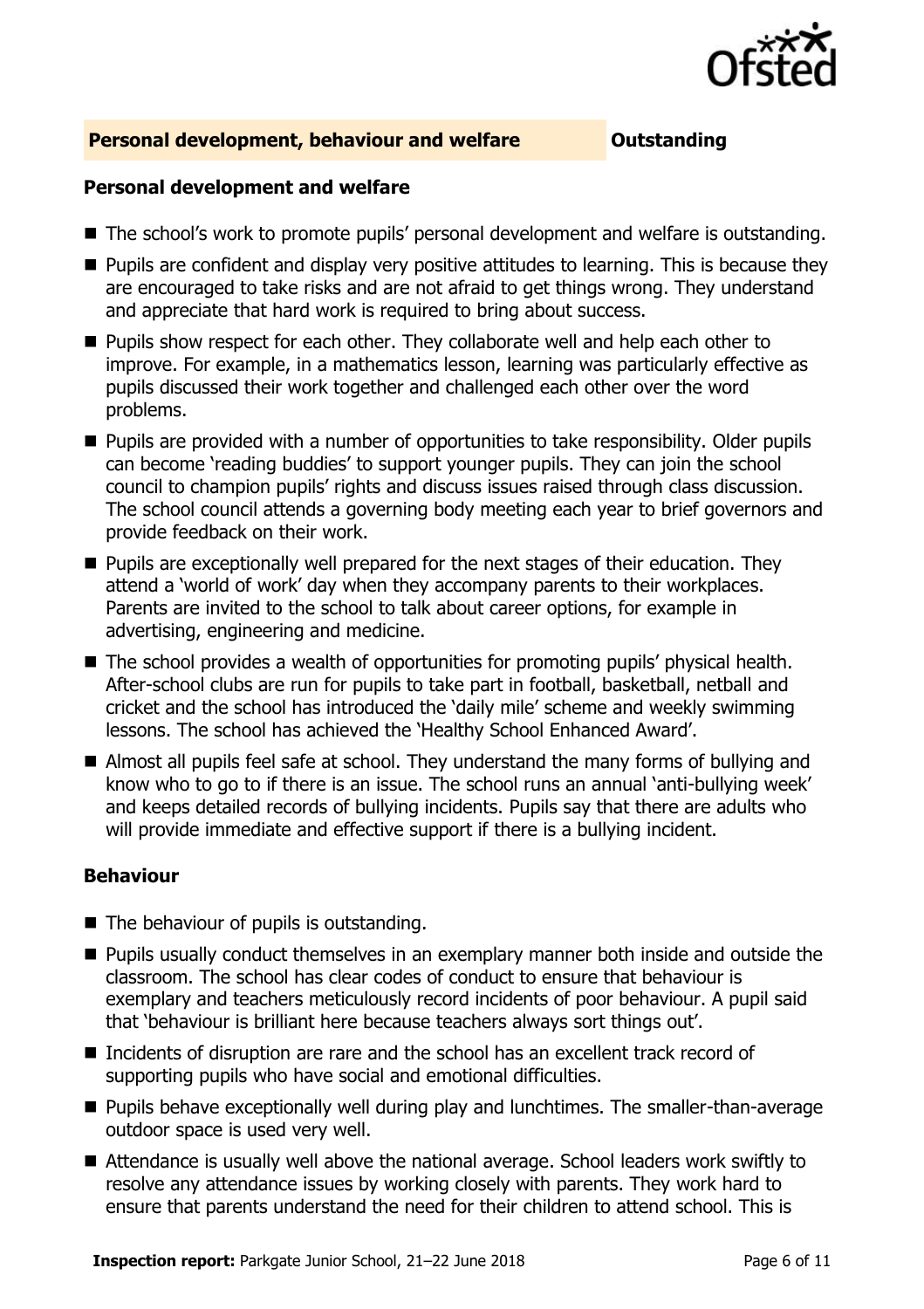## Personal development, behaviour and welfare — Outstanding

### Personal development and welfare

- The school's work to promote pupils' personal development and welfare is outstanding.
- Pupils are confident and display very positive attitudes to learning. This is because they are encouraged to take risks and are not afraid to get things wrong. They understand and appreciate that hard work is required to bring about success.
- Pupils show respect for each other. They collaborate well and help each other to improve. For example, in a mathematics lesson, learning was particularly effective as pupils discussed their work together and challenged each other over the word problems.
- Pupils are provided with a number of opportunities to take responsibility. Older pupils can become 'reading buddies' to support younger pupils. They can join the school council to champion pupils' rights and discuss issues raised through class discussion. The school council attends a governing body meeting each year to brief governors and provide feedback on their work.
- Pupils are exceptionally well prepared for the next stages of their education. They attend a 'world of work' day when they accompany parents to their workplaces. Parents are invited to the school to talk about career options, for example in advertising, engineering and medicine.
- The school provides a wealth of opportunities for promoting pupils' physical health. After-school clubs are run for pupils to take part in football, basketball, netball and cricket and the school has introduced the 'daily mile' scheme and weekly swimming lessons. The school has achieved the 'Healthy School Enhanced Award'.
- Almost all pupils feel safe at school. They understand the many forms of bullying and know who to go to if there is an issue. The school runs an annual 'anti-bullying week' and keeps detailed records of bullying incidents. Pupils say that there are adults who will provide immediate and effective support if there is a bullying incident.

### Behaviour

- The behaviour of pupils is outstanding.
- Pupils usually conduct themselves in an exemplary manner both inside and outside the classroom. The school has clear codes of conduct to ensure that behaviour is exemplary and teachers meticulously record incidents of poor behaviour. A pupil said that 'behaviour is brilliant here because teachers always sort things out'.
- Incidents of disruption are rare and the school has an excellent track record of supporting pupils who have social and emotional difficulties.
- Pupils behave exceptionally well during play and lunchtimes. The smaller-than-average outdoor space is used very well.
- Attendance is usually well above the national average. School leaders work swiftly to resolve any attendance issues by working closely with parents. They work hard to ensure that parents understand the need for their children to attend school. This is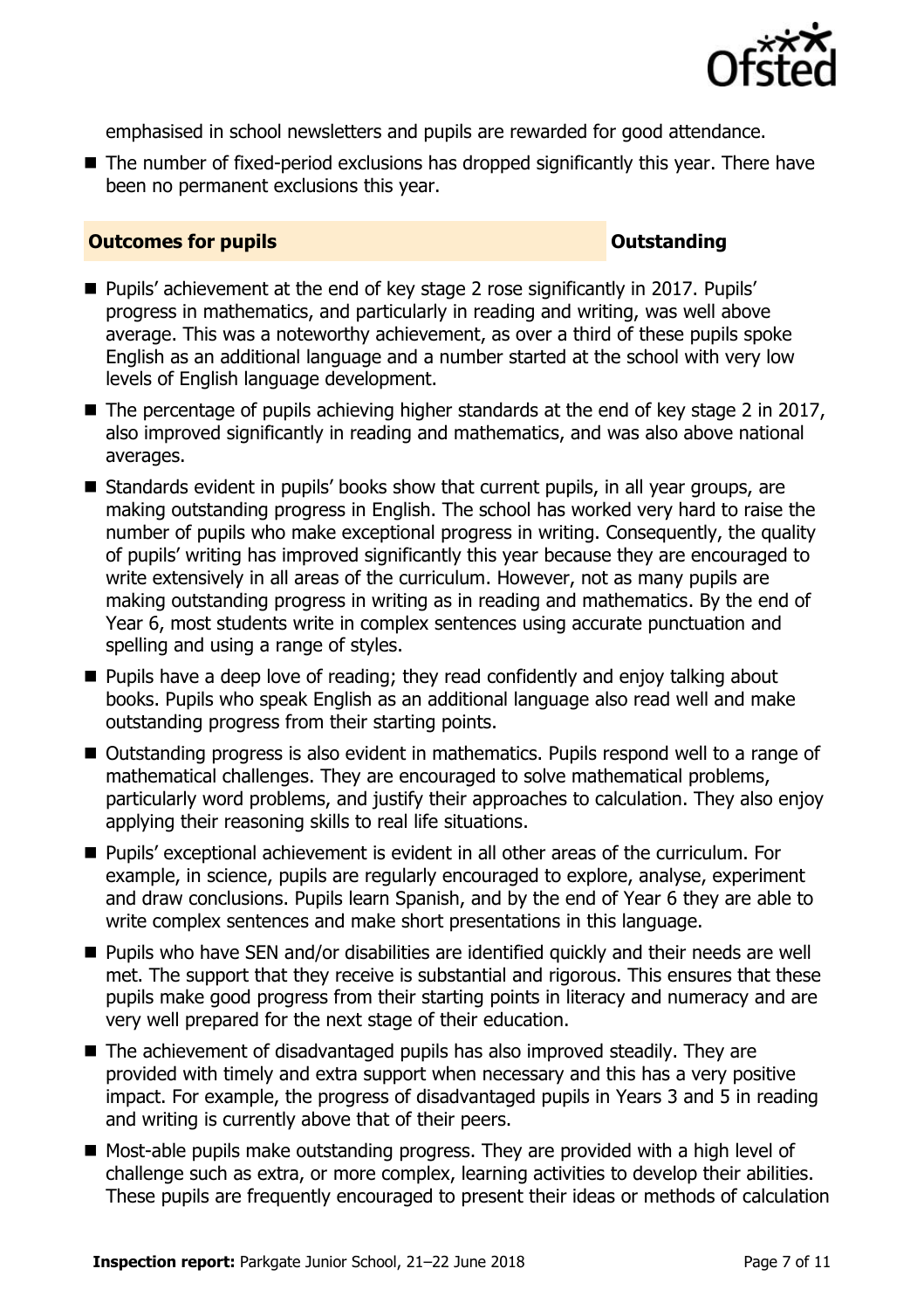emphasised in school newsletters and pupils are rewarded for good attendance.

- The number of fixed-period exclusions has dropped significantly this year. There have been no permanent exclusions this year.

## Outcomes for pupils — Outstanding

- Pupils' achievement at the end of key stage 2 rose significantly in 2017. Pupils' progress in mathematics, and particularly in reading and writing, was well above average. This was a noteworthy achievement, as over a third of these pupils spoke English as an additional language and a number started at the school with very low levels of English language development.
- The percentage of pupils achieving higher standards at the end of key stage 2 in 2017, also improved significantly in reading and mathematics, and was also above national averages.
- Standards evident in pupils' books show that current pupils, in all year groups, are making outstanding progress in English. The school has worked very hard to raise the number of pupils who make exceptional progress in writing. Consequently, the quality of pupils' writing has improved significantly this year because they are encouraged to write extensively in all areas of the curriculum. However, not as many pupils are making outstanding progress in writing as in reading and mathematics. By the end of Year 6, most students write in complex sentences using accurate punctuation and spelling and using a range of styles.
- Pupils have a deep love of reading; they read confidently and enjoy talking about books. Pupils who speak English as an additional language also read well and make outstanding progress from their starting points.
- Outstanding progress is also evident in mathematics. Pupils respond well to a range of mathematical challenges. They are encouraged to solve mathematical problems, particularly word problems, and justify their approaches to calculation. They also enjoy applying their reasoning skills to real life situations.
- Pupils' exceptional achievement is evident in all other areas of the curriculum. For example, in science, pupils are regularly encouraged to explore, analyse, experiment and draw conclusions. Pupils learn Spanish, and by the end of Year 6 they are able to write complex sentences and make short presentations in this language.
- Pupils who have SEN and/or disabilities are identified quickly and their needs are well met. The support that they receive is substantial and rigorous. This ensures that these pupils make good progress from their starting points in literacy and numeracy and are very well prepared for the next stage of their education.
- The achievement of disadvantaged pupils has also improved steadily. They are provided with timely and extra support when necessary and this has a very positive impact. For example, the progress of disadvantaged pupils in Years 3 and 5 in reading and writing is currently above that of their peers.
- Most-able pupils make outstanding progress. They are provided with a high level of challenge such as extra, or more complex, learning activities to develop their abilities. These pupils are frequently encouraged to present their ideas or methods of calculation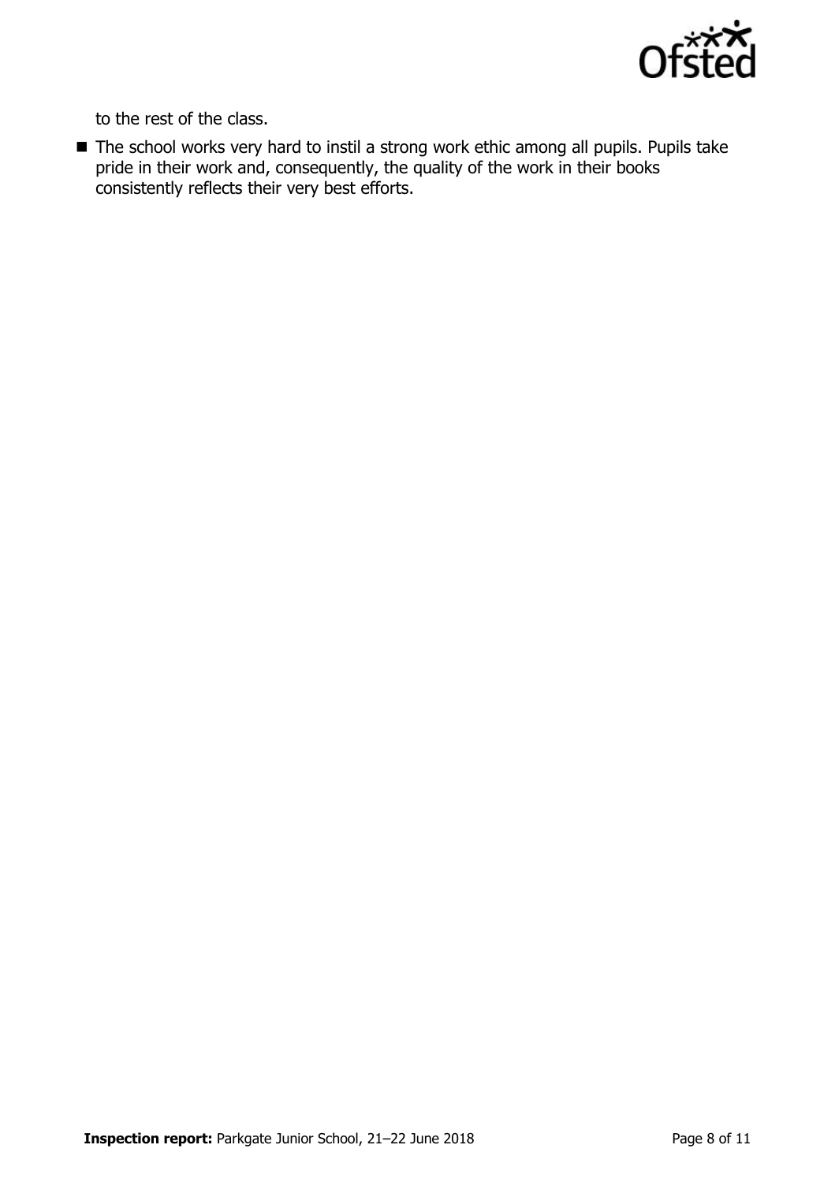to the rest of the class.

- The school works very hard to instil a strong work ethic among all pupils. Pupils take pride in their work and, consequently, the quality of the work in their books consistently reflects their very best efforts.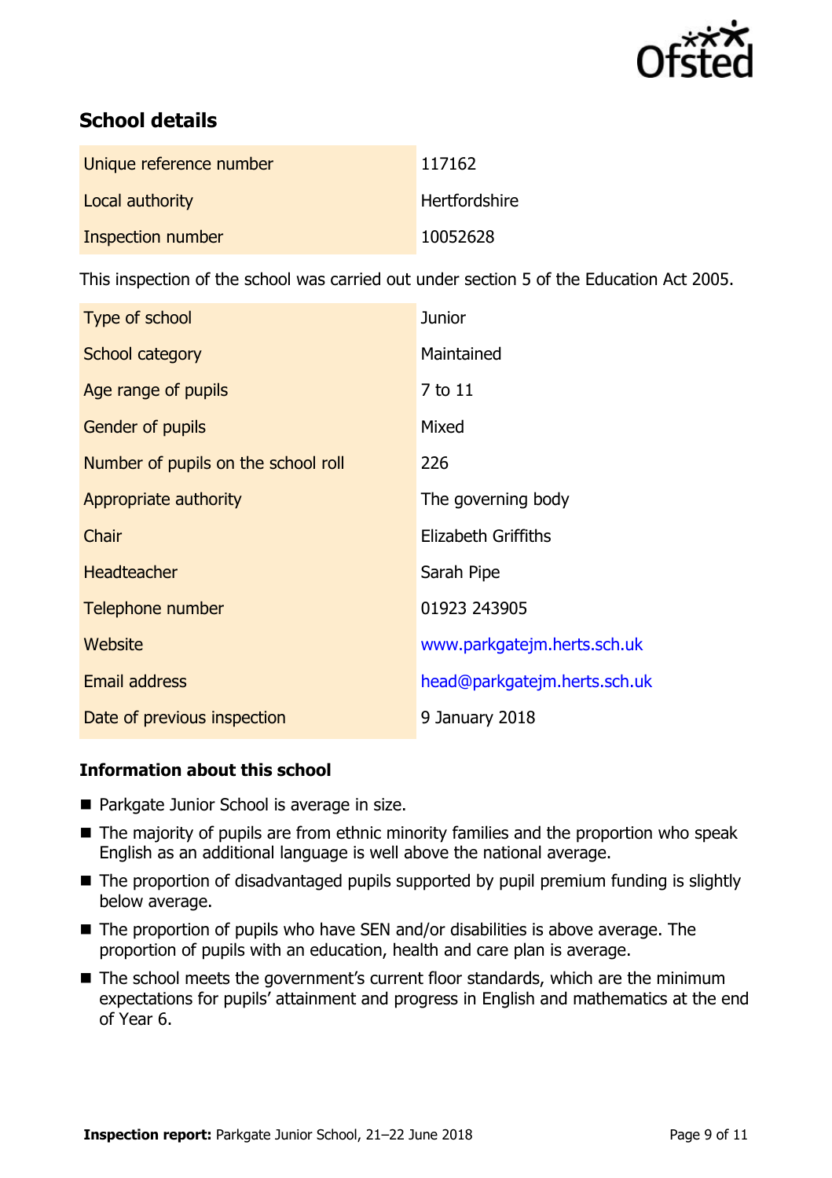## School details

| | |
|---|---|
| Unique reference number | 117162 |
| Local authority | Hertfordshire |
| Inspection number | 10052628 |

This inspection of the school was carried out under section 5 of the Education Act 2005.

| | |
|---|---|
| Type of school | Junior |
| School category | Maintained |
| Age range of pupils | 7 to 11 |
| Gender of pupils | Mixed |
| Number of pupils on the school roll | 226 |
| Appropriate authority | The governing body |
| Chair | Elizabeth Griffiths |
| Headteacher | Sarah Pipe |
| Telephone number | 01923 243905 |
| Website | www.parkgatejm.herts.sch.uk |
| Email address | head@parkgatejm.herts.sch.uk |
| Date of previous inspection | 9 January 2018 |

### Information about this school

- Parkgate Junior School is average in size.
- The majority of pupils are from ethnic minority families and the proportion who speak English as an additional language is well above the national average.
- The proportion of disadvantaged pupils supported by pupil premium funding is slightly below average.
- The proportion of pupils who have SEN and/or disabilities is above average. The proportion of pupils with an education, health and care plan is average.
- The school meets the government's current floor standards, which are the minimum expectations for pupils' attainment and progress in English and mathematics at the end of Year 6.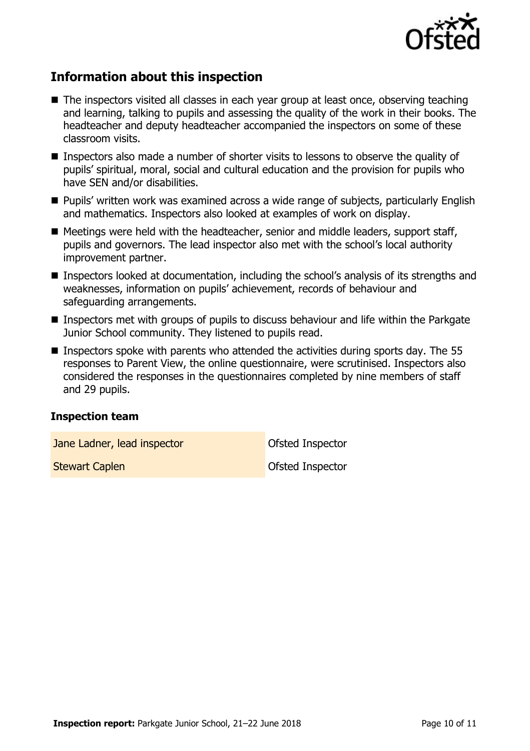## Information about this inspection

- The inspectors visited all classes in each year group at least once, observing teaching and learning, talking to pupils and assessing the quality of the work in their books. The headteacher and deputy headteacher accompanied the inspectors on some of these classroom visits.
- Inspectors also made a number of shorter visits to lessons to observe the quality of pupils' spiritual, moral, social and cultural education and the provision for pupils who have SEN and/or disabilities.
- Pupils' written work was examined across a wide range of subjects, particularly English and mathematics. Inspectors also looked at examples of work on display.
- Meetings were held with the headteacher, senior and middle leaders, support staff, pupils and governors. The lead inspector also met with the school's local authority improvement partner.
- Inspectors looked at documentation, including the school's analysis of its strengths and weaknesses, information on pupils' achievement, records of behaviour and safeguarding arrangements.
- Inspectors met with groups of pupils to discuss behaviour and life within the Parkgate Junior School community. They listened to pupils read.
- Inspectors spoke with parents who attended the activities during sports day. The 55 responses to Parent View, the online questionnaire, were scrutinised. Inspectors also considered the responses in the questionnaires completed by nine members of staff and 29 pupils.

### Inspection team

| | |
|---|---|
| Jane Ladner, lead inspector | Ofsted Inspector |
| Stewart Caplen | Ofsted Inspector |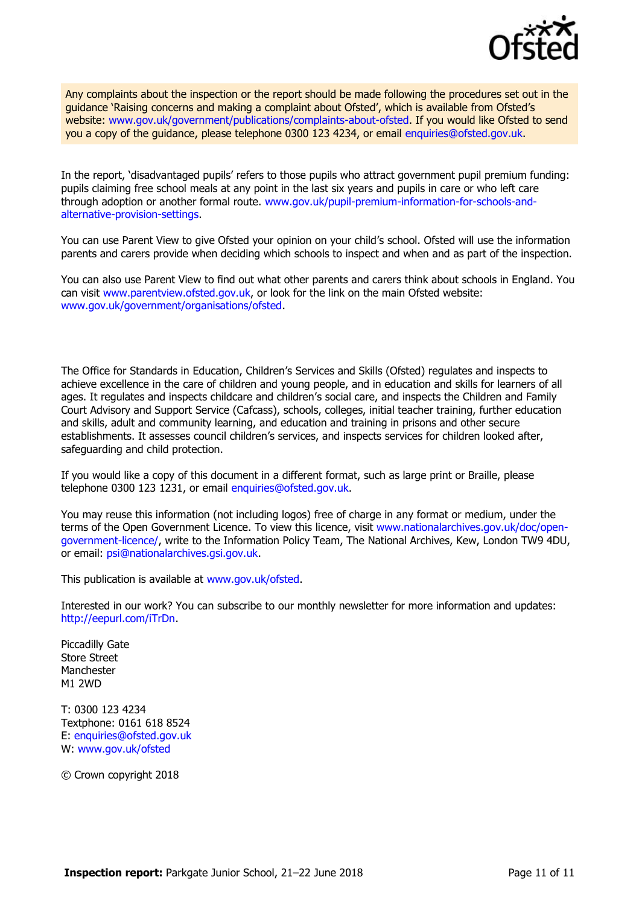Any complaints about the inspection or the report should be made following the procedures set out in the guidance 'Raising concerns and making a complaint about Ofsted', which is available from Ofsted's website: www.gov.uk/government/publications/complaints-about-ofsted. If you would like Ofsted to send you a copy of the guidance, please telephone 0300 123 4234, or email enquiries@ofsted.gov.uk.

In the report, 'disadvantaged pupils' refers to those pupils who attract government pupil premium funding: pupils claiming free school meals at any point in the last six years and pupils in care or who left care through adoption or another formal route. www.gov.uk/pupil-premium-information-for-schools-and-alternative-provision-settings.

You can use Parent View to give Ofsted your opinion on your child's school. Ofsted will use the information parents and carers provide when deciding which schools to inspect and when and as part of the inspection.

You can also use Parent View to find out what other parents and carers think about schools in England. You can visit www.parentview.ofsted.gov.uk, or look for the link on the main Ofsted website: www.gov.uk/government/organisations/ofsted.

The Office for Standards in Education, Children's Services and Skills (Ofsted) regulates and inspects to achieve excellence in the care of children and young people, and in education and skills for learners of all ages. It regulates and inspects childcare and children's social care, and inspects the Children and Family Court Advisory and Support Service (Cafcass), schools, colleges, initial teacher training, further education and skills, adult and community learning, and education and training in prisons and other secure establishments. It assesses council children's services, and inspects services for children looked after, safeguarding and child protection.

If you would like a copy of this document in a different format, such as large print or Braille, please telephone 0300 123 1231, or email enquiries@ofsted.gov.uk.

You may reuse this information (not including logos) free of charge in any format or medium, under the terms of the Open Government Licence. To view this licence, visit www.nationalarchives.gov.uk/doc/open-government-licence/, write to the Information Policy Team, The National Archives, Kew, London TW9 4DU, or email: psi@nationalarchives.gsi.gov.uk.

This publication is available at www.gov.uk/ofsted.

Interested in our work? You can subscribe to our monthly newsletter for more information and updates: http://eepurl.com/iTrDn.

Piccadilly Gate
Store Street
Manchester
M1 2WD

T: 0300 123 4234
Textphone: 0161 618 8524
E: enquiries@ofsted.gov.uk
W: www.gov.uk/ofsted

© Crown copyright 2018